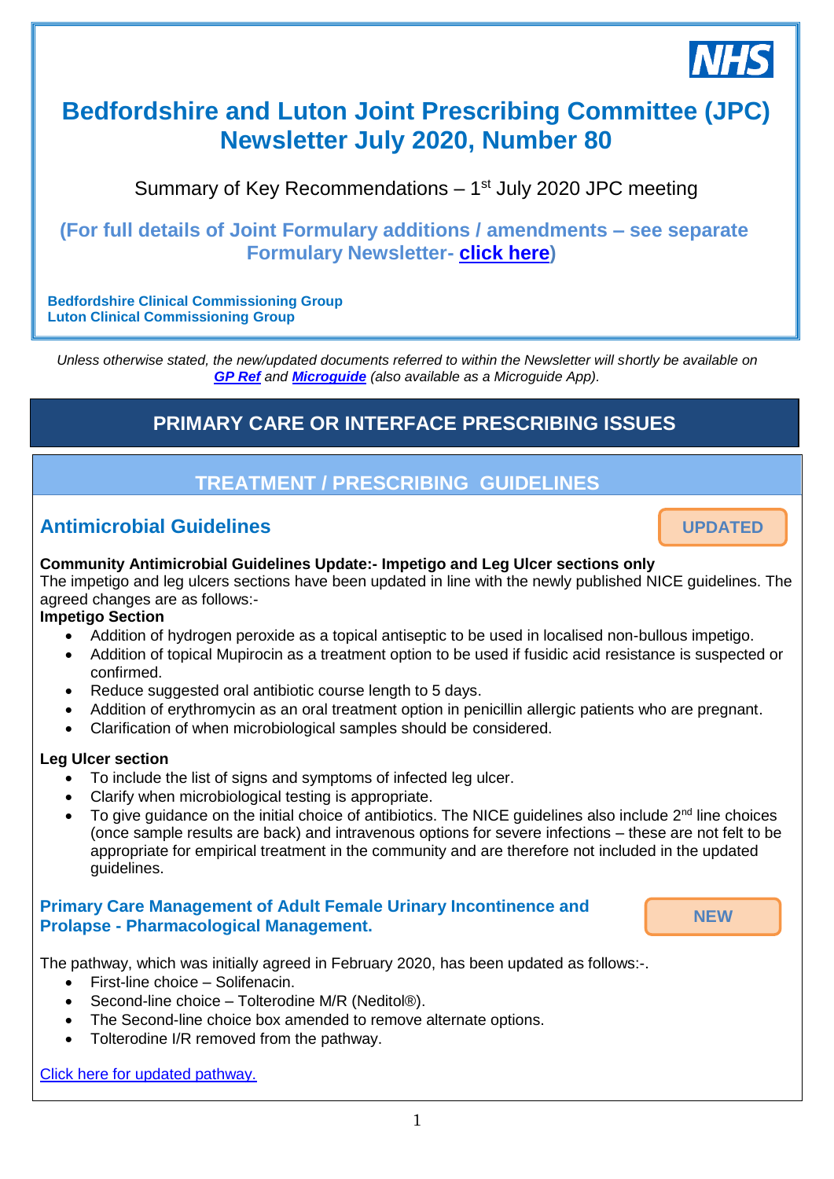# Bedfordshire and Luton Joint Prescribing Committee (JPC) Newsletter July 2020, Number 80

Summary of Key Recommendations – 1st July 2020 JPC meeting

**(For full details of Joint Formulary additions / amendments – see separate Formulary Newsletter- click here)**

**Bedfordshire Clinical Commissioning Group**
**Luton Clinical Commissioning Group**

*Unless otherwise stated, the new/updated documents referred to within the Newsletter will shortly be available on **GP Ref** and **Microguide** (also available as a Microguide App).*

## PRIMARY CARE OR INTERFACE PRESCRIBING ISSUES

### TREATMENT / PRESCRIBING GUIDELINES

### Antimicrobial Guidelines

**UPDATED**

**Community Antimicrobial Guidelines Update:- Impetigo and Leg Ulcer sections only**

The impetigo and leg ulcers sections have been updated in line with the newly published NICE guidelines. The agreed changes are as follows:-

**Impetigo Section**

- Addition of hydrogen peroxide as a topical antiseptic to be used in localised non-bullous impetigo.
- Addition of topical Mupirocin as a treatment option to be used if fusidic acid resistance is suspected or confirmed.
- Reduce suggested oral antibiotic course length to 5 days.
- Addition of erythromycin as an oral treatment option in penicillin allergic patients who are pregnant.
- Clarification of when microbiological samples should be considered.

**Leg Ulcer section**

- To include the list of signs and symptoms of infected leg ulcer.
- Clarify when microbiological testing is appropriate.
- To give guidance on the initial choice of antibiotics. The NICE guidelines also include 2nd line choices (once sample results are back) and intravenous options for severe infections – these are not felt to be appropriate for empirical treatment in the community and are therefore not included in the updated guidelines.

### Primary Care Management of Adult Female Urinary Incontinence and Prolapse - Pharmacological Management.

**NEW**

The pathway, which was initially agreed in February 2020, has been updated as follows:-.

- First-line choice – Solifenacin.
- Second-line choice – Tolterodine M/R (Neditol®).
- The Second-line choice box amended to remove alternate options.
- Tolterodine I/R removed from the pathway.

Click here for updated pathway.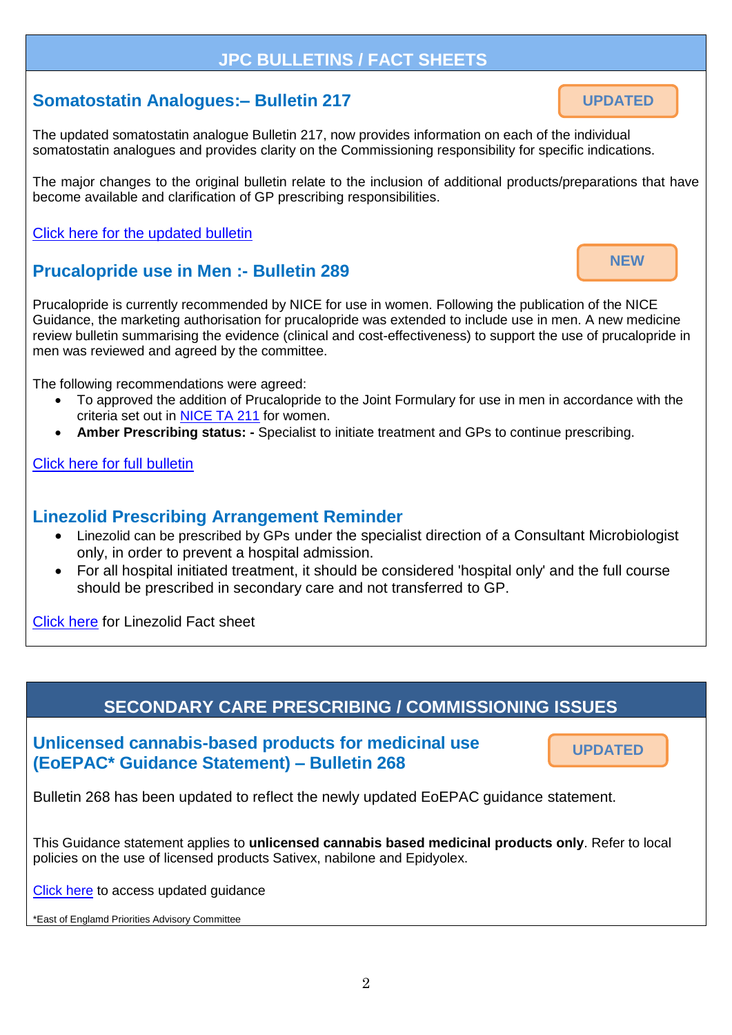## JPC BULLETINS / FACT SHEETS

### Somatostatin Analogues:– Bulletin 217

**UPDATED**

The updated somatostatin analogue Bulletin 217, now provides information on each of the individual somatostatin analogues and provides clarity on the Commissioning responsibility for specific indications.

The major changes to the original bulletin relate to the inclusion of additional products/preparations that have become available and clarification of GP prescribing responsibilities.

Click here for the updated bulletin

### Prucalopride use in Men :- Bulletin 289

**NEW**

Prucalopride is currently recommended by NICE for use in women. Following the publication of the NICE Guidance, the marketing authorisation for prucalopride was extended to include use in men. A new medicine review bulletin summarising the evidence (clinical and cost-effectiveness) to support the use of prucalopride in men was reviewed and agreed by the committee.

The following recommendations were agreed:

- To approved the addition of Prucalopride to the Joint Formulary for use in men in accordance with the criteria set out in NICE TA 211 for women.
- **Amber Prescribing status: -** Specialist to initiate treatment and GPs to continue prescribing.

Click here for full bulletin

### Linezolid Prescribing Arrangement Reminder

- Linezolid can be prescribed by GPs under the specialist direction of a Consultant Microbiologist only, in order to prevent a hospital admission.
- For all hospital initiated treatment, it should be considered 'hospital only' and the full course should be prescribed in secondary care and not transferred to GP.

Click here for Linezolid Fact sheet

## SECONDARY CARE PRESCRIBING / COMMISSIONING ISSUES

### Unlicensed cannabis-based products for medicinal use (EoEPAC* Guidance Statement) – Bulletin 268

**UPDATED**

Bulletin 268 has been updated to reflect the newly updated EoEPAC guidance statement.

This Guidance statement applies to **unlicensed cannabis based medicinal products only**. Refer to local policies on the use of licensed products Sativex, nabilone and Epidyolex.

Click here to access updated guidance

*East of Englamd Priorities Advisory Committee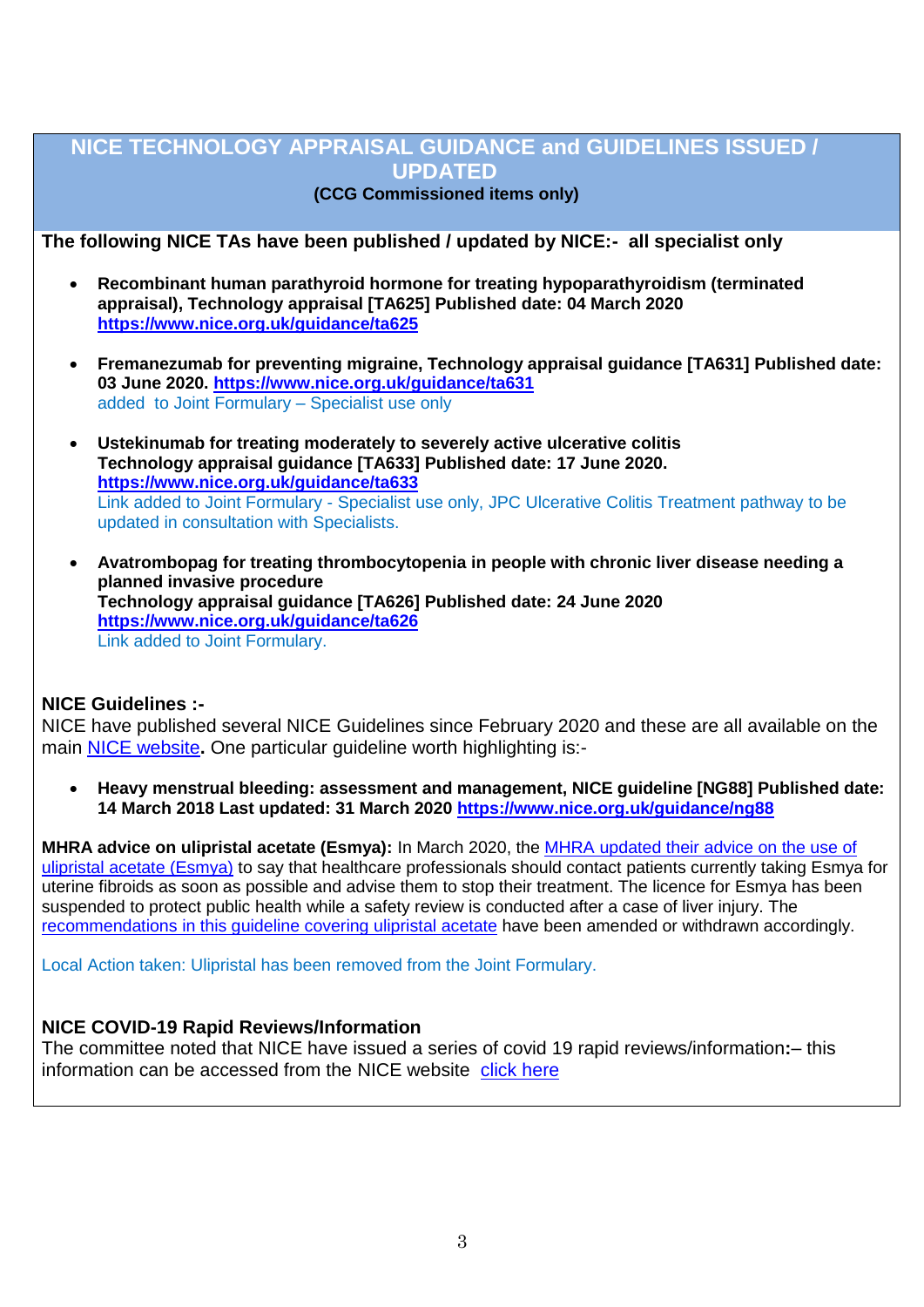## NICE TECHNOLOGY APPRAISAL GUIDANCE and GUIDELINES ISSUED / UPDATED

**(CCG Commissioned items only)**

**The following NICE TAs have been published / updated by NICE:- all specialist only**

- **Recombinant human parathyroid hormone for treating hypoparathyroidism (terminated appraisal), Technology appraisal [TA625] Published date: 04 March 2020** **https://www.nice.org.uk/guidance/ta625**
- **Fremanezumab for preventing migraine, Technology appraisal guidance [TA631] Published date: 03 June 2020. https://www.nice.org.uk/guidance/ta631**
  added to Joint Formulary – Specialist use only
- **Ustekinumab for treating moderately to severely active ulcerative colitis Technology appraisal guidance [TA633] Published date: 17 June 2020.** **https://www.nice.org.uk/guidance/ta633**
  Link added to Joint Formulary - Specialist use only, JPC Ulcerative Colitis Treatment pathway to be updated in consultation with Specialists.
- **Avatrombopag for treating thrombocytopenia in people with chronic liver disease needing a planned invasive procedure**
  **Technology appraisal guidance [TA626] Published date: 24 June 2020**
  **https://www.nice.org.uk/guidance/ta626**
  Link added to Joint Formulary.

**NICE Guidelines :-**

NICE have published several NICE Guidelines since February 2020 and these are all available on the main NICE website**.** One particular guideline worth highlighting is:-

- **Heavy menstrual bleeding: assessment and management, NICE guideline [NG88] Published date: 14 March 2018 Last updated: 31 March 2020 https://www.nice.org.uk/guidance/ng88**

**MHRA advice on ulipristal acetate (Esmya):** In March 2020, the MHRA updated their advice on the use of ulipristal acetate (Esmya) to say that healthcare professionals should contact patients currently taking Esmya for uterine fibroids as soon as possible and advise them to stop their treatment. The licence for Esmya has been suspended to protect public health while a safety review is conducted after a case of liver injury. The recommendations in this guideline covering ulipristal acetate have been amended or withdrawn accordingly.

Local Action taken: Ulipristal has been removed from the Joint Formulary.

**NICE COVID-19 Rapid Reviews/Information**

The committee noted that NICE have issued a series of covid 19 rapid reviews/information**:**– this information can be accessed from the NICE website click here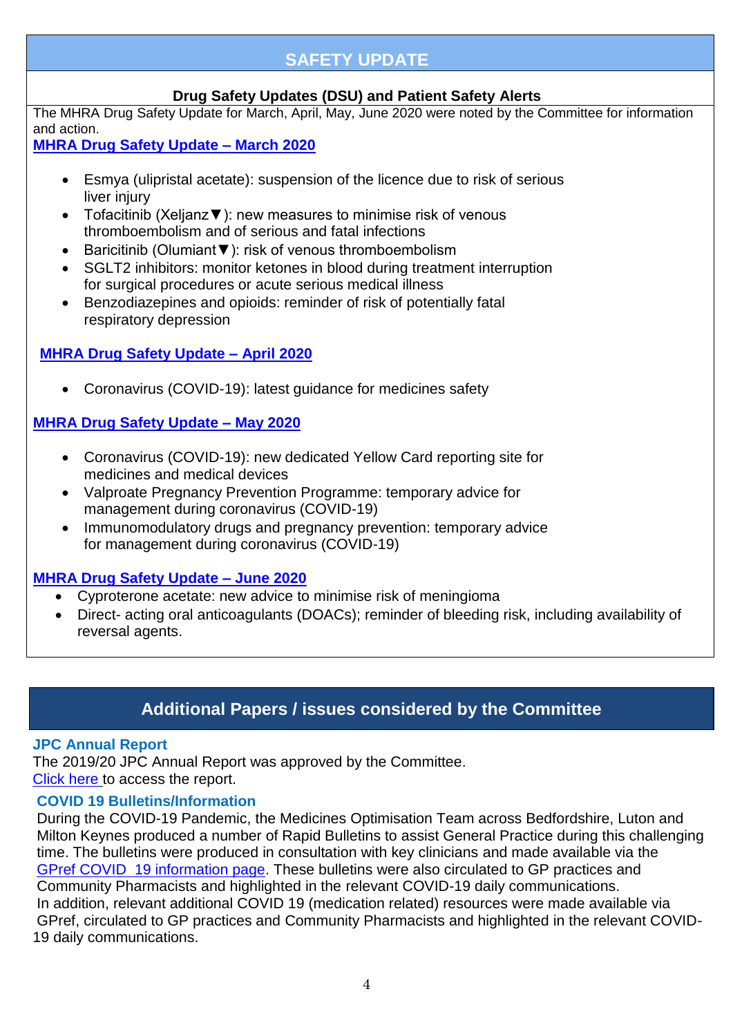## SAFETY UPDATE

### Drug Safety Updates (DSU) and Patient Safety Alerts

The MHRA Drug Safety Update for March, April, May, June 2020 were noted by the Committee for information and action.

**MHRA Drug Safety Update – March 2020**

- Esmya (ulipristal acetate): suspension of the licence due to risk of serious liver injury
- Tofacitinib (Xeljanz▼): new measures to minimise risk of venous thromboembolism and of serious and fatal infections
- Baricitinib (Olumiant▼): risk of venous thromboembolism
- SGLT2 inhibitors: monitor ketones in blood during treatment interruption for surgical procedures or acute serious medical illness
- Benzodiazepines and opioids: reminder of risk of potentially fatal respiratory depression

**MHRA Drug Safety Update – April 2020**

- Coronavirus (COVID-19): latest guidance for medicines safety

**MHRA Drug Safety Update – May 2020**

- Coronavirus (COVID-19): new dedicated Yellow Card reporting site for medicines and medical devices
- Valproate Pregnancy Prevention Programme: temporary advice for management during coronavirus (COVID-19)
- Immunomodulatory drugs and pregnancy prevention: temporary advice for management during coronavirus (COVID-19)

**MHRA Drug Safety Update – June 2020**

- Cyproterone acetate: new advice to minimise risk of meningioma
- Direct- acting oral anticoagulants (DOACs); reminder of bleeding risk, including availability of reversal agents.

## Additional Papers / issues considered by the Committee

### JPC Annual Report

The 2019/20 JPC Annual Report was approved by the Committee.
Click here to access the report.

### COVID 19 Bulletins/Information

During the COVID-19 Pandemic, the Medicines Optimisation Team across Bedfordshire, Luton and Milton Keynes produced a number of Rapid Bulletins to assist General Practice during this challenging time. The bulletins were produced in consultation with key clinicians and made available via the GPref COVID 19 information page. These bulletins were also circulated to GP practices and Community Pharmacists and highlighted in the relevant COVID-19 daily communications.
In addition, relevant additional COVID 19 (medication related) resources were made available via GPref, circulated to GP practices and Community Pharmacists and highlighted in the relevant COVID-19 daily communications.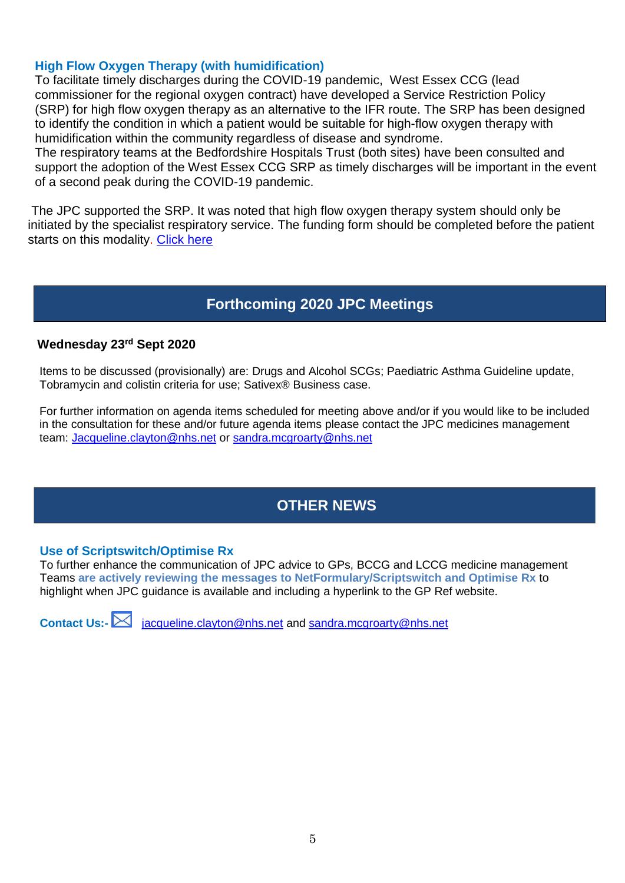### High Flow Oxygen Therapy (with humidification)

To facilitate timely discharges during the COVID-19 pandemic, West Essex CCG (lead commissioner for the regional oxygen contract) have developed a Service Restriction Policy (SRP) for high flow oxygen therapy as an alternative to the IFR route. The SRP has been designed to identify the condition in which a patient would be suitable for high-flow oxygen therapy with humidification within the community regardless of disease and syndrome.

The respiratory teams at the Bedfordshire Hospitals Trust (both sites) have been consulted and support the adoption of the West Essex CCG SRP as timely discharges will be important in the event of a second peak during the COVID-19 pandemic.

The JPC supported the SRP. It was noted that high flow oxygen therapy system should only be initiated by the specialist respiratory service. The funding form should be completed before the patient starts on this modality. Click here

## Forthcoming 2020 JPC Meetings

**Wednesday 23rd Sept 2020**

Items to be discussed (provisionally) are: Drugs and Alcohol SCGs; Paediatric Asthma Guideline update, Tobramycin and colistin criteria for use; Sativex® Business case.

For further information on agenda items scheduled for meeting above and/or if you would like to be included in the consultation for these and/or future agenda items please contact the JPC medicines management team: Jacqueline.clayton@nhs.net or sandra.mcgroarty@nhs.net

## OTHER NEWS

### Use of Scriptswitch/Optimise Rx

To further enhance the communication of JPC advice to GPs, BCCG and LCCG medicine management Teams **are actively reviewing the messages to NetFormulary/Scriptswitch and Optimise Rx** to highlight when JPC guidance is available and including a hyperlink to the GP Ref website.

**Contact Us:-** jacqueline.clayton@nhs.net and sandra.mcgroarty@nhs.net